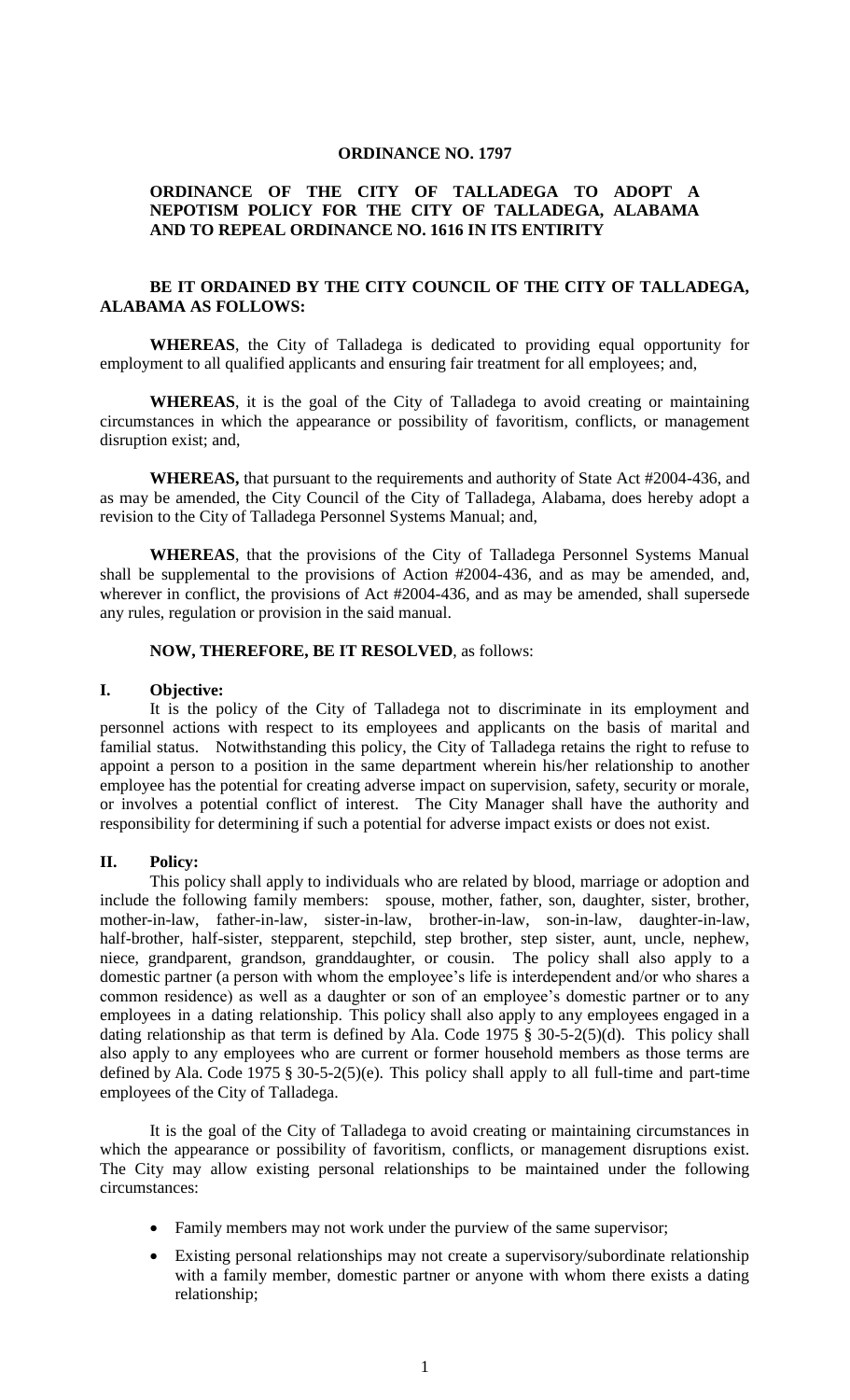**ORDINANCE NO. 1797**

**ORDINANCE OF THE CITY OF TALLADEGA TO ADOPT A NEPOTISM POLICY FOR THE CITY OF TALLADEGA, ALABAMA AND TO REPEAL ORDINANCE NO. 1616 IN ITS ENTIRITY**

**BE IT ORDAINED BY THE CITY COUNCIL OF THE CITY OF TALLADEGA, ALABAMA AS FOLLOWS:**

**WHEREAS**, the City of Talladega is dedicated to providing equal opportunity for employment to all qualified applicants and ensuring fair treatment for all employees; and,

**WHEREAS**, it is the goal of the City of Talladega to avoid creating or maintaining circumstances in which the appearance or possibility of favoritism, conflicts, or management disruption exist; and,

**WHEREAS,** that pursuant to the requirements and authority of State Act #2004-436, and as may be amended, the City Council of the City of Talladega, Alabama, does hereby adopt a revision to the City of Talladega Personnel Systems Manual; and,

**WHEREAS**, that the provisions of the City of Talladega Personnel Systems Manual shall be supplemental to the provisions of Action #2004-436, and as may be amended, and, wherever in conflict, the provisions of Act #2004-436, and as may be amended, shall supersede any rules, regulation or provision in the said manual.

**NOW, THEREFORE, BE IT RESOLVED**, as follows:

**I. Objective:**

It is the policy of the City of Talladega not to discriminate in its employment and personnel actions with respect to its employees and applicants on the basis of marital and familial status. Notwithstanding this policy, the City of Talladega retains the right to refuse to appoint a person to a position in the same department wherein his/her relationship to another employee has the potential for creating adverse impact on supervision, safety, security or morale, or involves a potential conflict of interest. The City Manager shall have the authority and responsibility for determining if such a potential for adverse impact exists or does not exist.

**II. Policy:**

This policy shall apply to individuals who are related by blood, marriage or adoption and include the following family members: spouse, mother, father, son, daughter, sister, brother, mother-in-law, father-in-law, sister-in-law, brother-in-law, son-in-law, daughter-in-law, half-brother, half-sister, stepparent, stepchild, step brother, step sister, aunt, uncle, nephew, niece, grandparent, grandson, granddaughter, or cousin. The policy shall also apply to a domestic partner (a person with whom the employee's life is interdependent and/or who shares a common residence) as well as a daughter or son of an employee's domestic partner or to any employees in a dating relationship. This policy shall also apply to any employees engaged in a dating relationship as that term is defined by Ala. Code 1975 § 30-5-2(5)(d). This policy shall also apply to any employees who are current or former household members as those terms are defined by Ala. Code 1975 § 30-5-2(5)(e). This policy shall apply to all full-time and part-time employees of the City of Talladega.

It is the goal of the City of Talladega to avoid creating or maintaining circumstances in which the appearance or possibility of favoritism, conflicts, or management disruptions exist. The City may allow existing personal relationships to be maintained under the following circumstances:

- Family members may not work under the purview of the same supervisor;
- Existing personal relationships may not create a supervisory/subordinate relationship with a family member, domestic partner or anyone with whom there exists a dating relationship;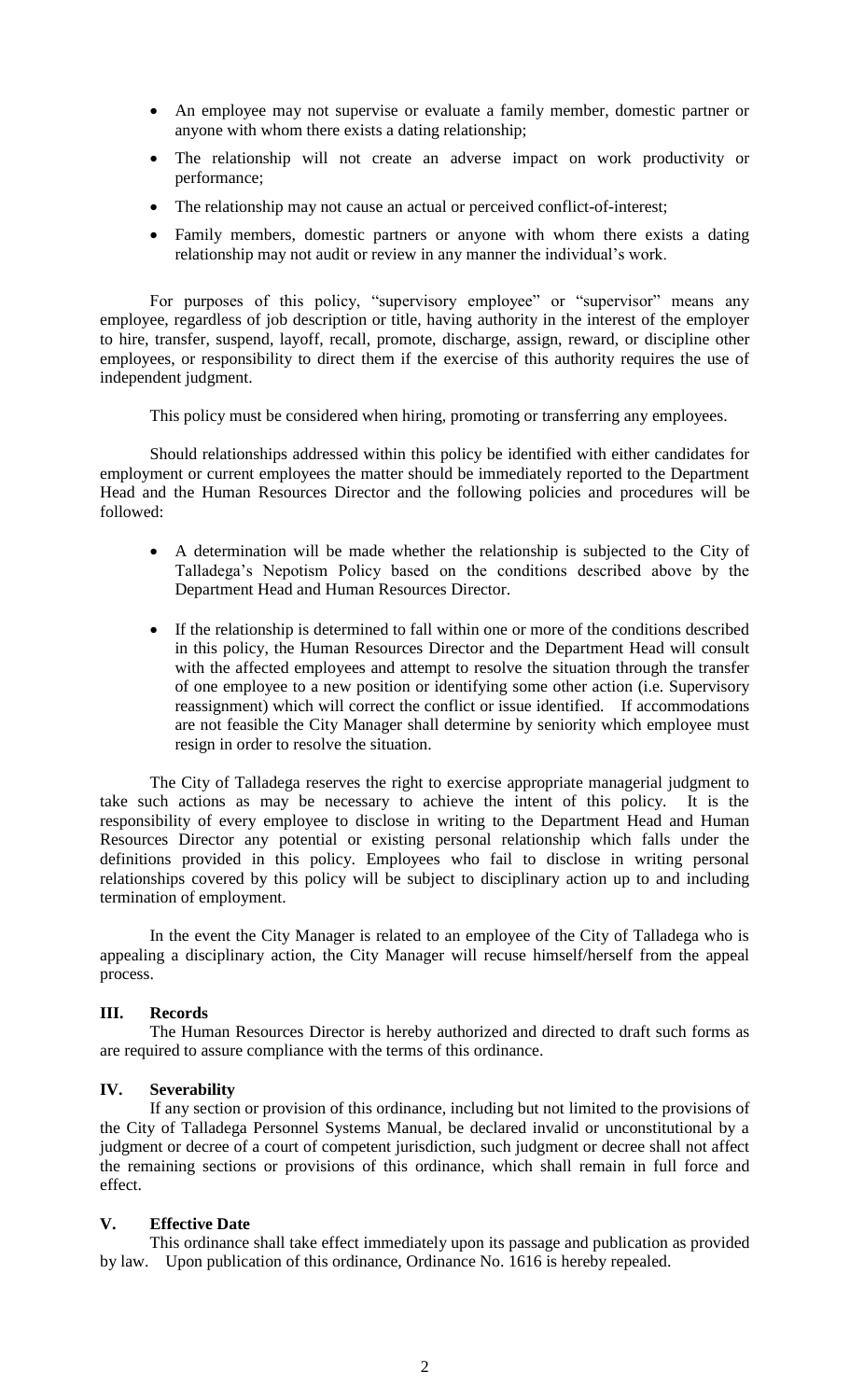- An employee may not supervise or evaluate a family member, domestic partner or anyone with whom there exists a dating relationship;
- The relationship will not create an adverse impact on work productivity or performance;
- The relationship may not cause an actual or perceived conflict-of-interest;
- Family members, domestic partners or anyone with whom there exists a dating relationship may not audit or review in any manner the individual's work.

For purposes of this policy, "supervisory employee" or "supervisor" means any employee, regardless of job description or title, having authority in the interest of the employer to hire, transfer, suspend, layoff, recall, promote, discharge, assign, reward, or discipline other employees, or responsibility to direct them if the exercise of this authority requires the use of independent judgment.

This policy must be considered when hiring, promoting or transferring any employees.

Should relationships addressed within this policy be identified with either candidates for employment or current employees the matter should be immediately reported to the Department Head and the Human Resources Director and the following policies and procedures will be followed:

- A determination will be made whether the relationship is subjected to the City of Talladega's Nepotism Policy based on the conditions described above by the Department Head and Human Resources Director.
- If the relationship is determined to fall within one or more of the conditions described in this policy, the Human Resources Director and the Department Head will consult with the affected employees and attempt to resolve the situation through the transfer of one employee to a new position or identifying some other action (i.e. Supervisory reassignment) which will correct the conflict or issue identified. If accommodations are not feasible the City Manager shall determine by seniority which employee must resign in order to resolve the situation.

The City of Talladega reserves the right to exercise appropriate managerial judgment to take such actions as may be necessary to achieve the intent of this policy. It is the responsibility of every employee to disclose in writing to the Department Head and Human Resources Director any potential or existing personal relationship which falls under the definitions provided in this policy. Employees who fail to disclose in writing personal relationships covered by this policy will be subject to disciplinary action up to and including termination of employment.

In the event the City Manager is related to an employee of the City of Talladega who is appealing a disciplinary action, the City Manager will recuse himself/herself from the appeal process.

## III. Records

The Human Resources Director is hereby authorized and directed to draft such forms as are required to assure compliance with the terms of this ordinance.

## IV. Severability

If any section or provision of this ordinance, including but not limited to the provisions of the City of Talladega Personnel Systems Manual, be declared invalid or unconstitutional by a judgment or decree of a court of competent jurisdiction, such judgment or decree shall not affect the remaining sections or provisions of this ordinance, which shall remain in full force and effect.

## V. Effective Date

This ordinance shall take effect immediately upon its passage and publication as provided by law. Upon publication of this ordinance, Ordinance No. 1616 is hereby repealed.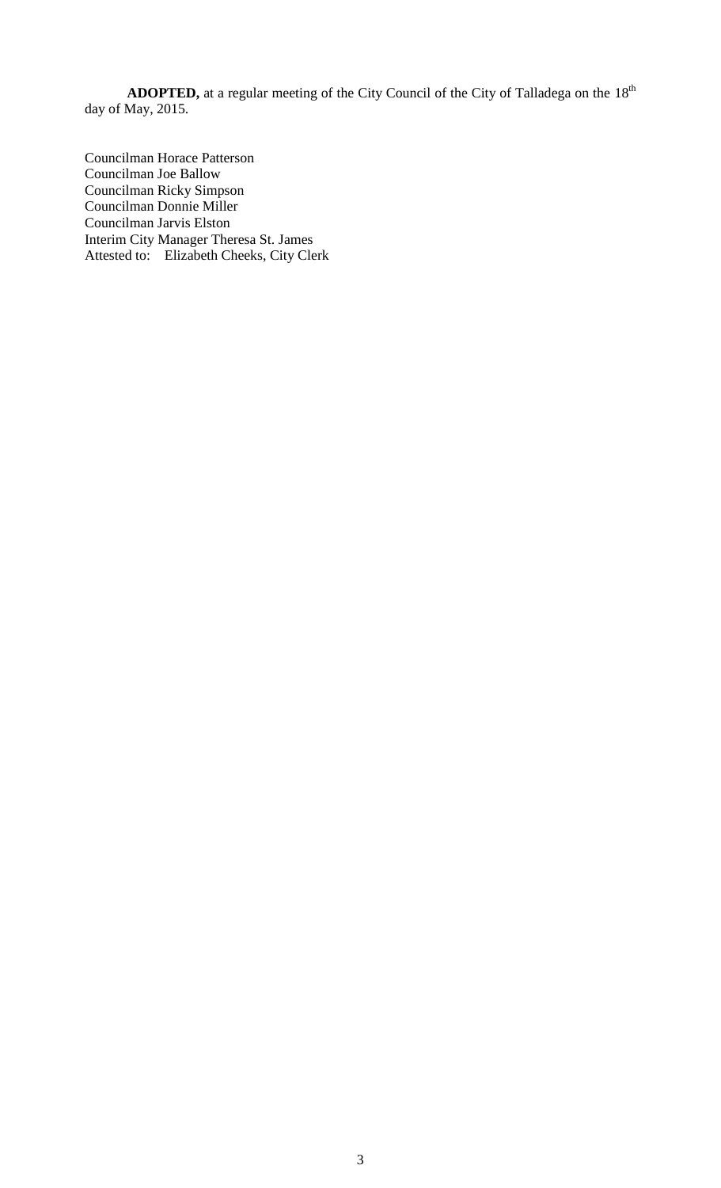**ADOPTED,** at a regular meeting of the City Council of the City of Talladega on the 18th day of May, 2015.

Councilman Horace Patterson
Councilman Joe Ballow
Councilman Ricky Simpson
Councilman Donnie Miller
Councilman Jarvis Elston
Interim City Manager Theresa St. James
Attested to: Elizabeth Cheeks, City Clerk